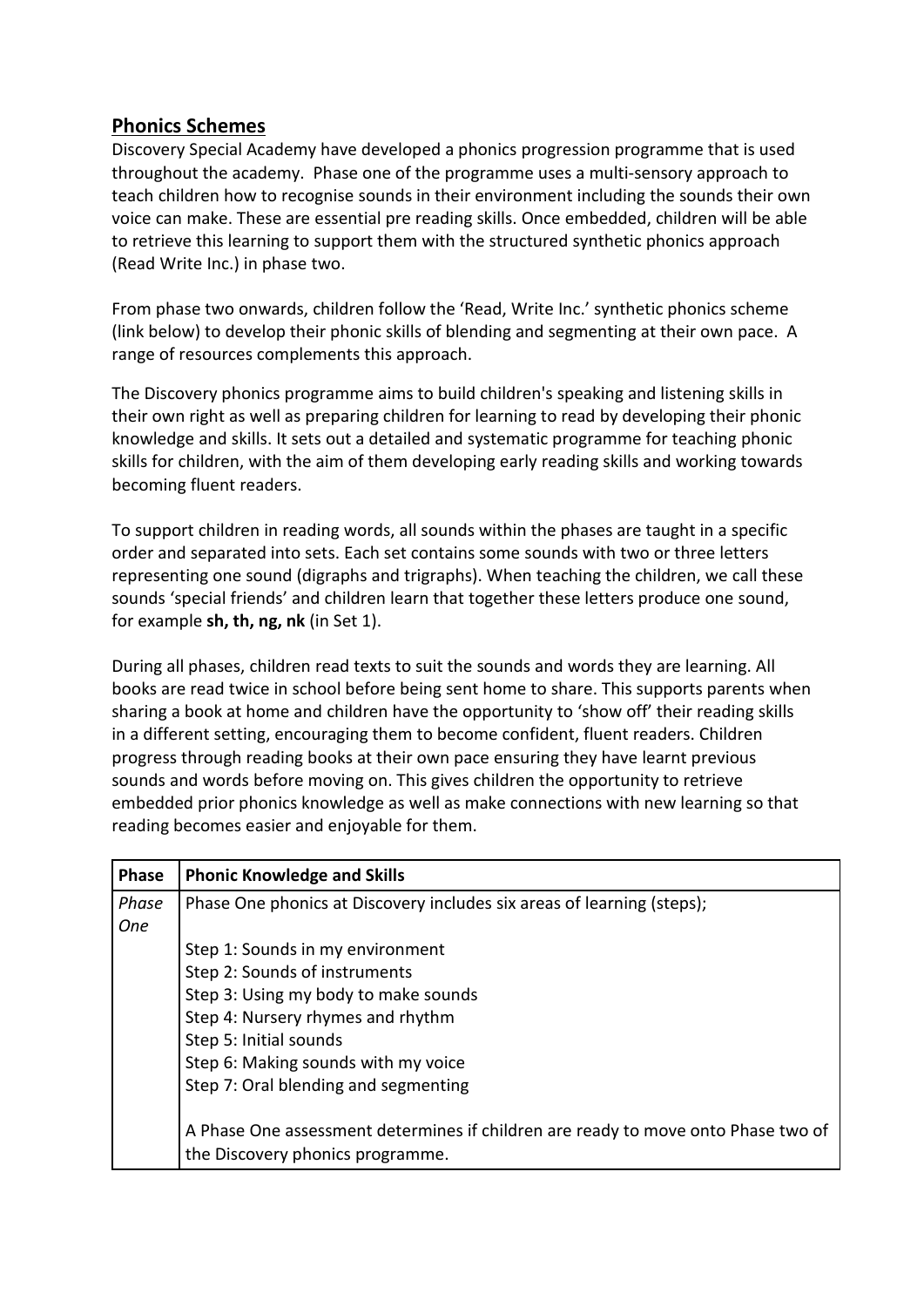## Phonics Schemes

Discovery Special Academy have developed a phonics progression programme that is used throughout the academy. Phase one of the programme uses a multi-sensory approach to teach children how to recognise sounds in their environment including the sounds their own voice can make. These are essential pre reading skills. Once embedded, children will be able to retrieve this learning to support them with the structured synthetic phonics approach (Read Write Inc.) in phase two.

From phase two onwards, children follow the 'Read, Write Inc.' synthetic phonics scheme (link below) to develop their phonic skills of blending and segmenting at their own pace. A range of resources complements this approach.

The Discovery phonics programme aims to build children's speaking and listening skills in their own right as well as preparing children for learning to read by developing their phonic knowledge and skills. It sets out a detailed and systematic programme for teaching phonic skills for children, with the aim of them developing early reading skills and working towards becoming fluent readers.

To support children in reading words, all sounds within the phases are taught in a specific order and separated into sets. Each set contains some sounds with two or three letters representing one sound (digraphs and trigraphs). When teaching the children, we call these sounds 'special friends' and children learn that together these letters produce one sound, for example **sh, th, ng, nk** (in Set 1).

During all phases, children read texts to suit the sounds and words they are learning. All books are read twice in school before being sent home to share. This supports parents when sharing a book at home and children have the opportunity to 'show off' their reading skills in a different setting, encouraging them to become confident, fluent readers. Children progress through reading books at their own pace ensuring they have learnt previous sounds and words before moving on. This gives children the opportunity to retrieve embedded prior phonics knowledge as well as make connections with new learning so that reading becomes easier and enjoyable for them.

| Phase | Phonic Knowledge and Skills |
|---|---|
| *Phase One* | Phase One phonics at Discovery includes six areas of learning (steps);<br><br>Step 1: Sounds in my environment<br>Step 2: Sounds of instruments<br>Step 3: Using my body to make sounds<br>Step 4: Nursery rhymes and rhythm<br>Step 5: Initial sounds<br>Step 6: Making sounds with my voice<br>Step 7: Oral blending and segmenting<br><br>A Phase One assessment determines if children are ready to move onto Phase two of the Discovery phonics programme. |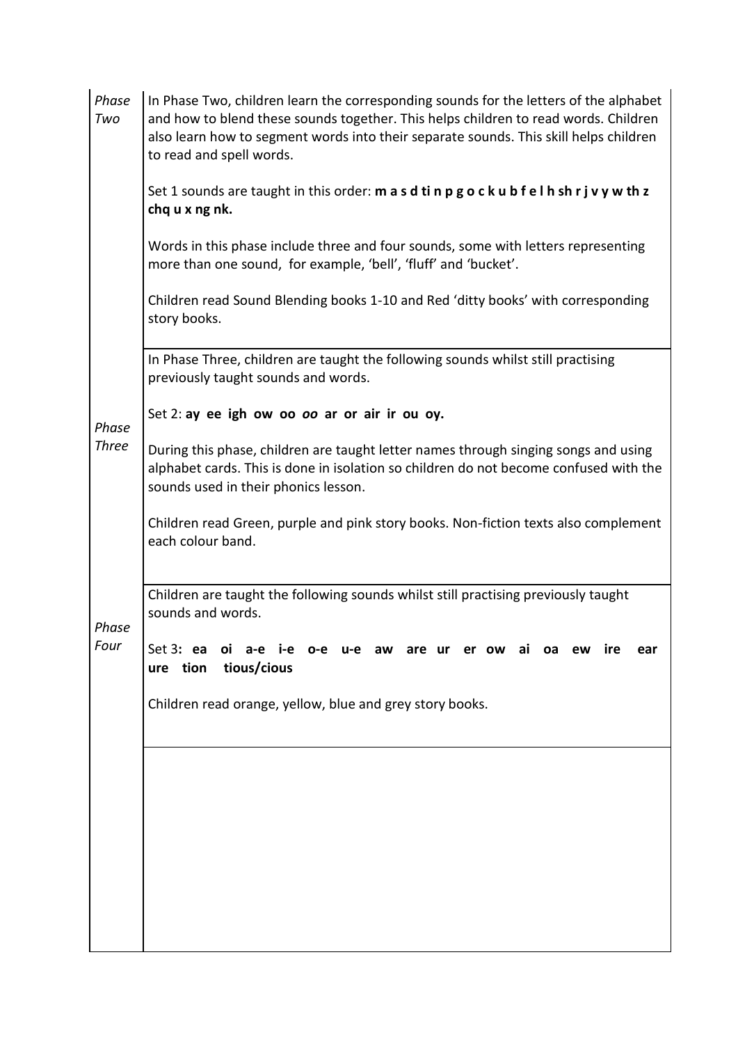| | |
|---|---|
| *Phase Two* | In Phase Two, children learn the corresponding sounds for the letters of the alphabet and how to blend these sounds together. This helps children to read words. Children also learn how to segment words into their separate sounds. This skill helps children to read and spell words.<br><br>Set 1 sounds are taught in this order: **m a s d t i n p g o c k u b f e l h sh r j v y w th z chq u x ng nk.**<br><br>Words in this phase include three and four sounds, some with letters representing more than one sound, for example, 'bell', 'fluff' and 'bucket'.<br><br>Children read Sound Blending books 1-10 and Red 'ditty books' with corresponding story books. |
| *Phase Three* | In Phase Three, children are taught the following sounds whilst still practising previously taught sounds and words.<br><br>Set 2: **ay ee igh ow oo *oo* ar or air ir ou oy.**<br><br>During this phase, children are taught letter names through singing songs and using alphabet cards. This is done in isolation so children do not become confused with the sounds used in their phonics lesson.<br><br>Children read Green, purple and pink story books. Non-fiction texts also complement each colour band. |
| *Phase Four* | Children are taught the following sounds whilst still practising previously taught sounds and words.<br><br>Set 3**: ea oi a-e i-e o-e u-e aw are ur er ow ai oa ew ire ear ure tion tious/cious**<br><br>Children read orange, yellow, blue and grey story books. |
| | |